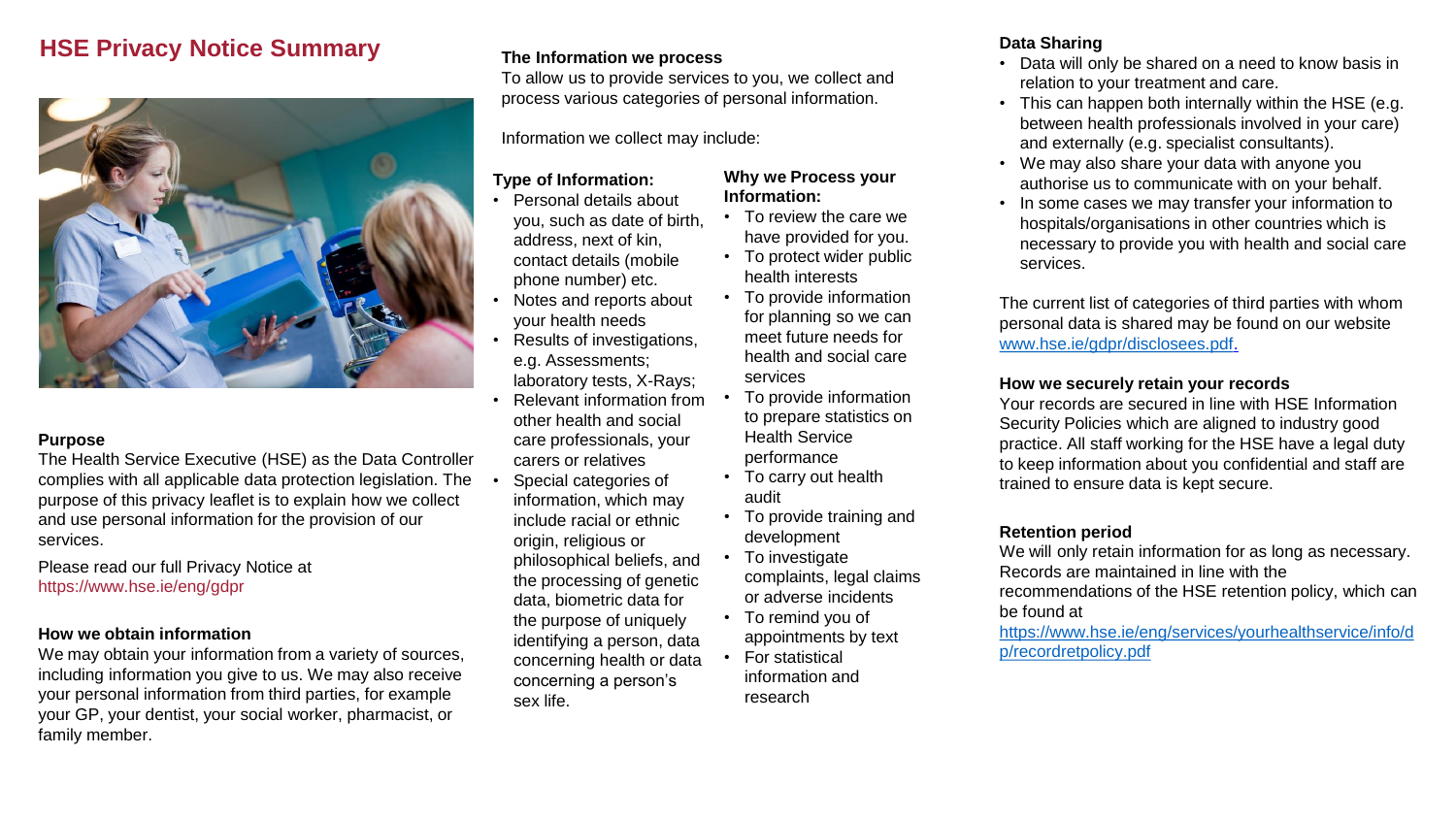# HSE Privacy Notice Summary

### Purpose

The Health Service Executive (HSE) as the Data Controller complies with all applicable data protection legislation. The purpose of this privacy leaflet is to explain how we collect and use personal information for the provision of our services.

Please read our full Privacy Notice at https://www.hse.ie/eng/gdpr

### How we obtain information

We may obtain your information from a variety of sources, including information you give to us. We may also receive your personal information from third parties, for example your GP, your dentist, your social worker, pharmacist, or family member.

### The Information we process

To allow us to provide services to you, we collect and process various categories of personal information.

Information we collect may include:

#### Type of Information:

- Personal details about you, such as date of birth, address, next of kin, contact details (mobile phone number) etc.
- Notes and reports about your health needs
- Results of investigations, e.g. Assessments; laboratory tests, X-Rays;
- Relevant information from other health and social care professionals, your carers or relatives
- Special categories of information, which may include racial or ethnic origin, religious or philosophical beliefs, and the processing of genetic data, biometric data for the purpose of uniquely identifying a person, data concerning health or data concerning a person's sex life.

#### Why we Process your Information:

- To review the care we have provided for you.
- To protect wider public health interests
- To provide information for planning so we can meet future needs for health and social care services
- To provide information to prepare statistics on Health Service performance
- To carry out health audit
- To provide training and development
- To investigate complaints, legal claims or adverse incidents
- To remind you of appointments by text
- For statistical information and research

### Data Sharing

- Data will only be shared on a need to know basis in relation to your treatment and care.
- This can happen both internally within the HSE (e.g. between health professionals involved in your care) and externally (e.g. specialist consultants).
- We may also share your data with anyone you authorise us to communicate with on your behalf.
- In some cases we may transfer your information to hospitals/organisations in other countries which is necessary to provide you with health and social care services.

The current list of categories of third parties with whom personal data is shared may be found on our website www.hse.ie/gdpr/disclosees.pdf.

### How we securely retain your records

Your records are secured in line with HSE Information Security Policies which are aligned to industry good practice. All staff working for the HSE have a legal duty to keep information about you confidential and staff are trained to ensure data is kept secure.

### Retention period

We will only retain information for as long as necessary. Records are maintained in line with the recommendations of the HSE retention policy, which can be found at https://www.hse.ie/eng/services/yourhealthservice/info/dp/recordretpolicy.pdf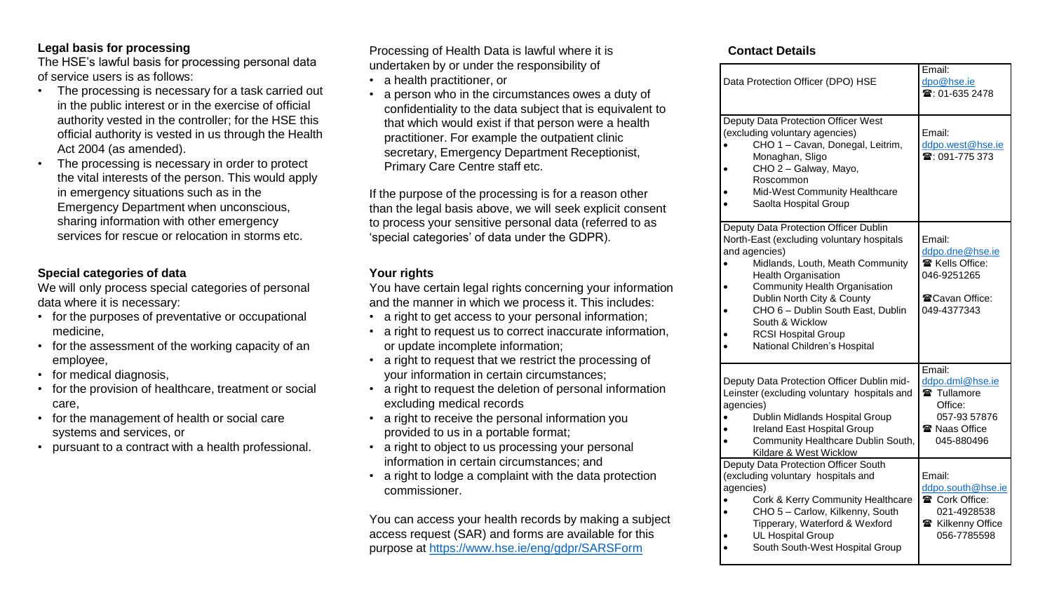**Legal basis for processing**

The HSE's lawful basis for processing personal data of service users is as follows:

- The processing is necessary for a task carried out in the public interest or in the exercise of official authority vested in the controller; for the HSE this official authority is vested in us through the Health Act 2004 (as amended).
- The processing is necessary in order to protect the vital interests of the person. This would apply in emergency situations such as in the Emergency Department when unconscious, sharing information with other emergency services for rescue or relocation in storms etc.

**Special categories of data**

We will only process special categories of personal data where it is necessary:

- for the purposes of preventative or occupational medicine,
- for the assessment of the working capacity of an employee,
- for medical diagnosis,
- for the provision of healthcare, treatment or social care,
- for the management of health or social care systems and services, or
- pursuant to a contract with a health professional.

Processing of Health Data is lawful where it is undertaken by or under the responsibility of

- a health practitioner, or
- a person who in the circumstances owes a duty of confidentiality to the data subject that is equivalent to that which would exist if that person were a health practitioner. For example the outpatient clinic secretary, Emergency Department Receptionist, Primary Care Centre staff etc.

If the purpose of the processing is for a reason other than the legal basis above, we will seek explicit consent to process your sensitive personal data (referred to as 'special categories' of data under the GDPR).

**Your rights**

You have certain legal rights concerning your information and the manner in which we process it. This includes:

- a right to get access to your personal information;
- a right to request us to correct inaccurate information, or update incomplete information;
- a right to request that we restrict the processing of your information in certain circumstances;
- a right to request the deletion of personal information excluding medical records
- a right to receive the personal information you provided to us in a portable format;
- a right to object to us processing your personal information in certain circumstances; and
- a right to lodge a complaint with the data protection commissioner.

You can access your health records by making a subject access request (SAR) and forms are available for this purpose at https://www.hse.ie/eng/gdpr/SARSForm

**Contact Details**

| | |
|---|---|
| Data Protection Officer (DPO) HSE | Email: dpo@hse.ie<br>☎: 01-635 2478 |
| Deputy Data Protection Officer West (excluding voluntary agencies)<br>• CHO 1 – Cavan, Donegal, Leitrim, Monaghan, Sligo<br>• CHO 2 – Galway, Mayo, Roscommon<br>• Mid-West Community Healthcare<br>• Saolta Hospital Group | Email: ddpo.west@hse.ie<br>☎: 091-775 373 |
| Deputy Data Protection Officer Dublin North-East (excluding voluntary hospitals and agencies)<br>• Midlands, Louth, Meath Community Health Organisation<br>• Community Health Organisation Dublin North City & County<br>• CHO 6 – Dublin South East, Dublin South & Wicklow<br>• RCSI Hospital Group<br>• National Children's Hospital | Email: ddpo.dne@hse.ie<br>☎ Kells Office: 046-9251265<br>☎Cavan Office: 049-4377343 |
| Deputy Data Protection Officer Dublin mid-Leinster (excluding voluntary hospitals and agencies)<br>• Dublin Midlands Hospital Group<br>• Ireland East Hospital Group<br>• Community Healthcare Dublin South, Kildare & West Wicklow | Email: ddpo.dml@hse.ie<br>☎ Tullamore Office: 057-93 57876<br>☎ Naas Office 045-880496 |
| Deputy Data Protection Officer South (excluding voluntary hospitals and agencies)<br>• Cork & Kerry Community Healthcare<br>• CHO 5 – Carlow, Kilkenny, South Tipperary, Waterford & Wexford<br>• UL Hospital Group<br>• South South-West Hospital Group | Email: ddpo.south@hse.ie<br>☎ Cork Office: 021-4928538<br>☎ Kilkenny Office 056-7785598 |